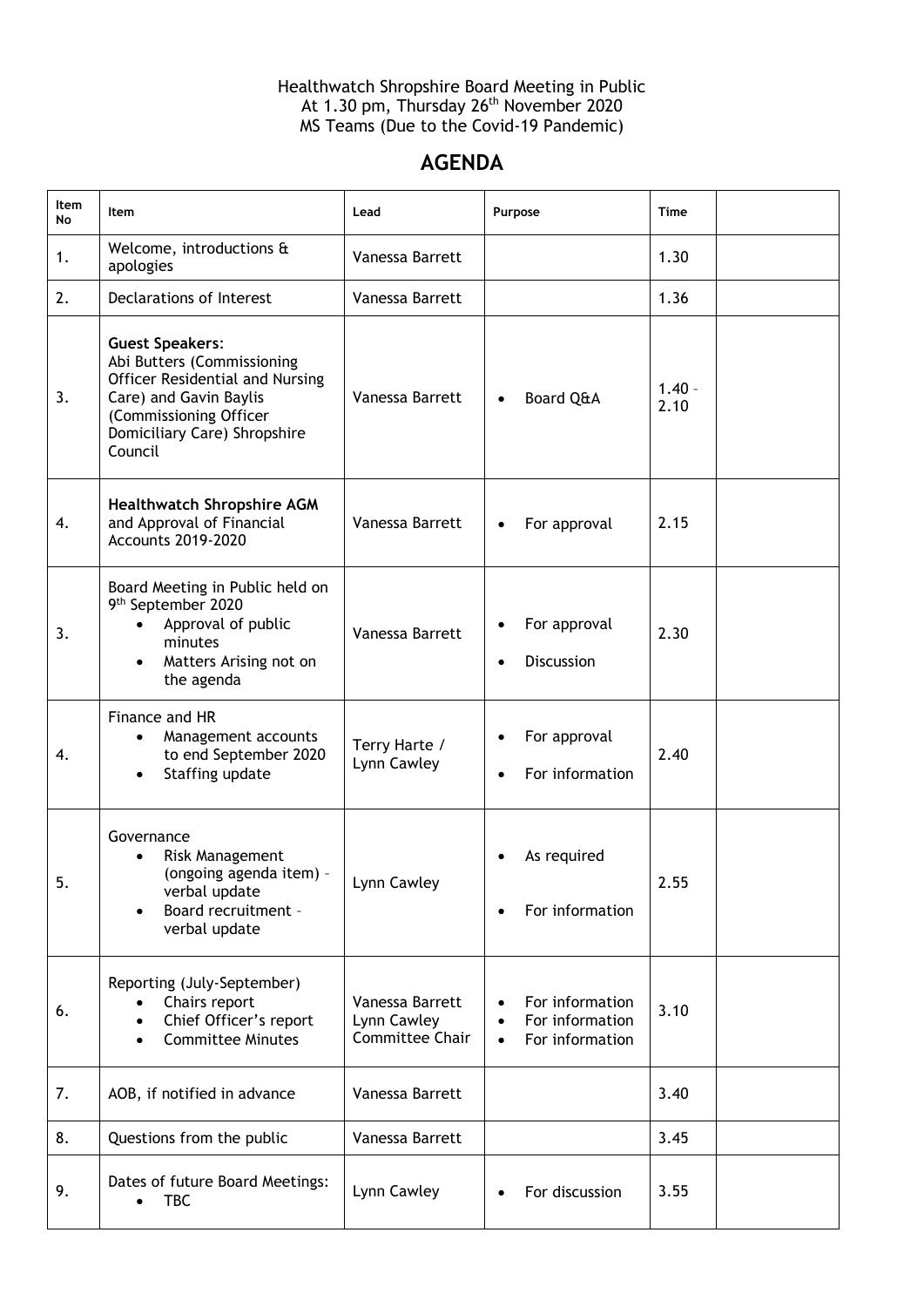Healthwatch Shropshire Board Meeting in Public
At 1.30 pm, Thursday 26th November 2020
MS Teams (Due to the Covid-19 Pandemic)

# AGENDA

| Item No | Item | Lead | Purpose | Time | |
|---|---|---|---|---|---|
| 1. | Welcome, introductions & apologies | Vanessa Barrett | | 1.30 | |
| 2. | Declarations of Interest | Vanessa Barrett | | 1.36 | |
| 3. | **Guest Speakers**: Abi Butters (Commissioning Officer Residential and Nursing Care) and Gavin Baylis (Commissioning Officer Domiciliary Care) Shropshire Council | Vanessa Barrett | • Board Q&A | 1.40 – 2.10 | |
| 4. | **Healthwatch Shropshire AGM** and Approval of Financial Accounts 2019-2020 | Vanessa Barrett | • For approval | 2.15 | |
| 3. | Board Meeting in Public held on 9th September 2020<br>• Approval of public minutes<br>• Matters Arising not on the agenda | Vanessa Barrett | • For approval<br>• Discussion | 2.30 | |
| 4. | Finance and HR<br>• Management accounts to end September 2020<br>• Staffing update | Terry Harte / Lynn Cawley | • For approval<br>• For information | 2.40 | |
| 5. | Governance<br>• Risk Management (ongoing agenda item) – verbal update<br>• Board recruitment – verbal update | Lynn Cawley | • As required<br>• For information | 2.55 | |
| 6. | Reporting (July-September)<br>• Chairs report<br>• Chief Officer's report<br>• Committee Minutes | Vanessa Barrett<br>Lynn Cawley<br>Committee Chair | • For information<br>• For information<br>• For information | 3.10 | |
| 7. | AOB, if notified in advance | Vanessa Barrett | | 3.40 | |
| 8. | Questions from the public | Vanessa Barrett | | 3.45 | |
| 9. | Dates of future Board Meetings:<br>• TBC | Lynn Cawley | • For discussion | 3.55 | |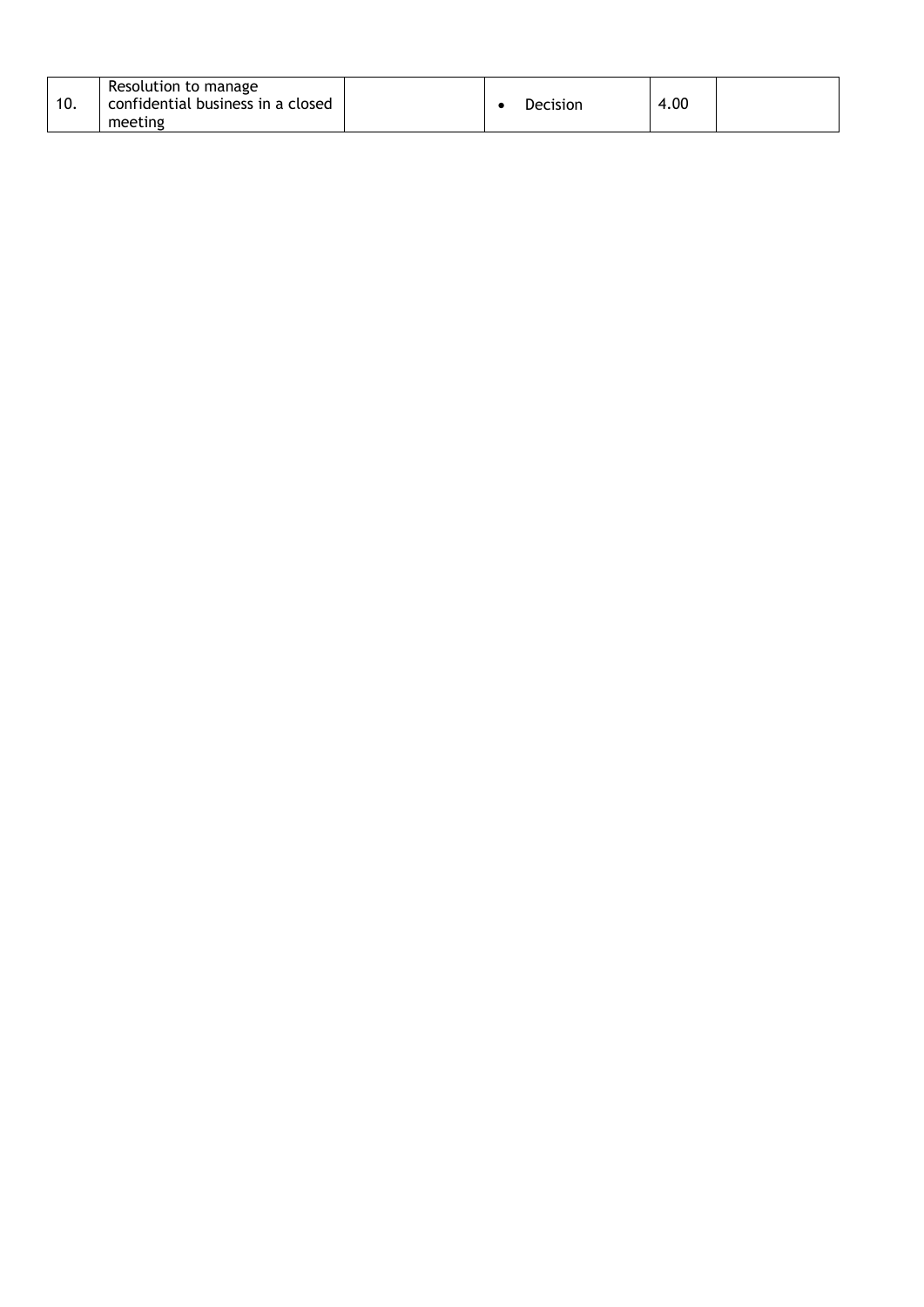| | | | | | |
|---|---|---|---|---|---|
| 10. | Resolution to manage confidential business in a closed meeting | | • Decision | 4.00 | |